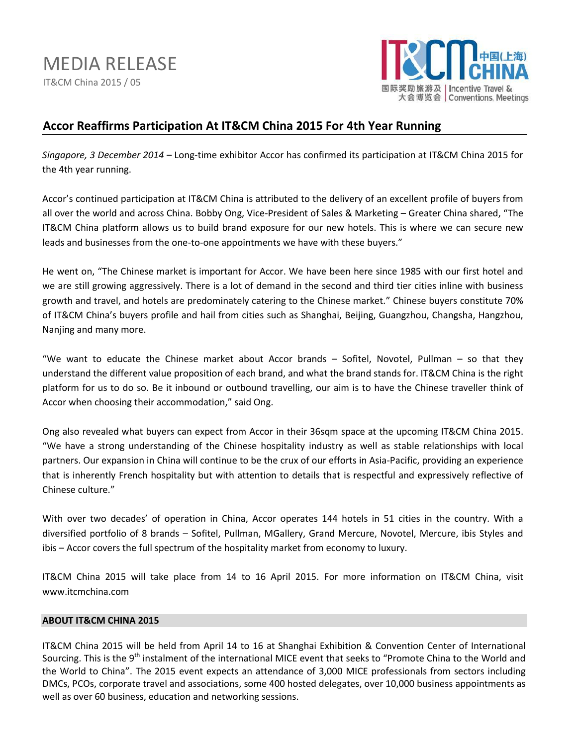# MEDIA RELEASE

IT&CM China 2015 / 05

## Accor Reaffirms Participation At IT&CM China 2015 For 4th Year Running

*Singapore, 3 December 2014* – Long-time exhibitor Accor has confirmed its participation at IT&CM China 2015 for the 4th year running.

Accor's continued participation at IT&CM China is attributed to the delivery of an excellent profile of buyers from all over the world and across China. Bobby Ong, Vice-President of Sales & Marketing – Greater China shared, "The IT&CM China platform allows us to build brand exposure for our new hotels. This is where we can secure new leads and businesses from the one-to-one appointments we have with these buyers."

He went on, "The Chinese market is important for Accor. We have been here since 1985 with our first hotel and we are still growing aggressively. There is a lot of demand in the second and third tier cities inline with business growth and travel, and hotels are predominately catering to the Chinese market." Chinese buyers constitute 70% of IT&CM China's buyers profile and hail from cities such as Shanghai, Beijing, Guangzhou, Changsha, Hangzhou, Nanjing and many more.

"We want to educate the Chinese market about Accor brands – Sofitel, Novotel, Pullman – so that they understand the different value proposition of each brand, and what the brand stands for. IT&CM China is the right platform for us to do so. Be it inbound or outbound travelling, our aim is to have the Chinese traveller think of Accor when choosing their accommodation," said Ong.

Ong also revealed what buyers can expect from Accor in their 36sqm space at the upcoming IT&CM China 2015. "We have a strong understanding of the Chinese hospitality industry as well as stable relationships with local partners. Our expansion in China will continue to be the crux of our efforts in Asia-Pacific, providing an experience that is inherently French hospitality but with attention to details that is respectful and expressively reflective of Chinese culture."

With over two decades' of operation in China, Accor operates 144 hotels in 51 cities in the country. With a diversified portfolio of 8 brands – Sofitel, Pullman, MGallery, Grand Mercure, Novotel, Mercure, ibis Styles and ibis – Accor covers the full spectrum of the hospitality market from economy to luxury.

IT&CM China 2015 will take place from 14 to 16 April 2015. For more information on IT&CM China, visit www.itcmchina.com

### ABOUT IT&CM CHINA 2015

IT&CM China 2015 will be held from April 14 to 16 at Shanghai Exhibition & Convention Center of International Sourcing. This is the 9th instalment of the international MICE event that seeks to "Promote China to the World and the World to China". The 2015 event expects an attendance of 3,000 MICE professionals from sectors including DMCs, PCOs, corporate travel and associations, some 400 hosted delegates, over 10,000 business appointments as well as over 60 business, education and networking sessions.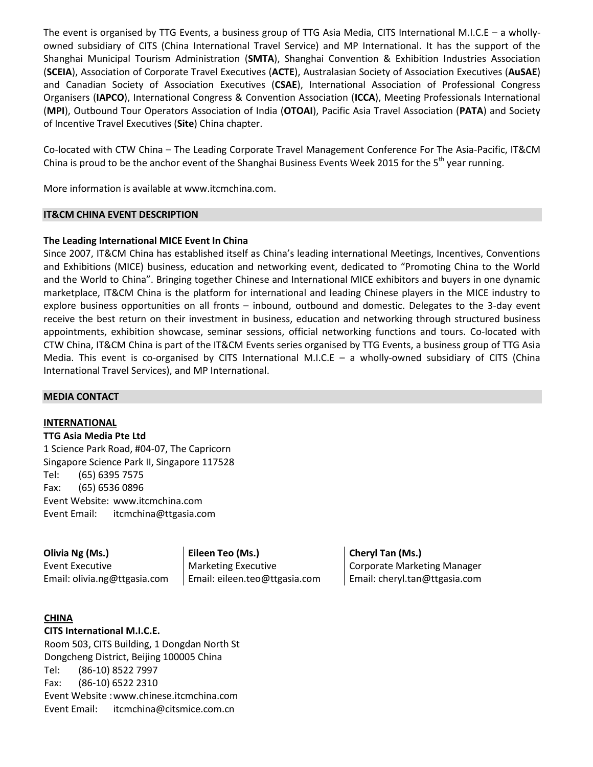The event is organised by TTG Events, a business group of TTG Asia Media, CITS International M.I.C.E – a wholly-owned subsidiary of CITS (China International Travel Service) and MP International. It has the support of the Shanghai Municipal Tourism Administration (**SMTA**), Shanghai Convention & Exhibition Industries Association (**SCEIA**), Association of Corporate Travel Executives (**ACTE**), Australasian Society of Association Executives (**AuSAE**) and Canadian Society of Association Executives (**CSAE**), International Association of Professional Congress Organisers (**IAPCO**), International Congress & Convention Association (**ICCA**), Meeting Professionals International (**MPI**), Outbound Tour Operators Association of India (**OTOAI**), Pacific Asia Travel Association (**PATA**) and Society of Incentive Travel Executives (**Site**) China chapter.

Co-located with CTW China – The Leading Corporate Travel Management Conference For The Asia-Pacific, IT&CM China is proud to be the anchor event of the Shanghai Business Events Week 2015 for the 5th year running.

More information is available at www.itcmchina.com.

## IT&CM CHINA EVENT DESCRIPTION

**The Leading International MICE Event In China**

Since 2007, IT&CM China has established itself as China's leading international Meetings, Incentives, Conventions and Exhibitions (MICE) business, education and networking event, dedicated to "Promoting China to the World and the World to China". Bringing together Chinese and International MICE exhibitors and buyers in one dynamic marketplace, IT&CM China is the platform for international and leading Chinese players in the MICE industry to explore business opportunities on all fronts – inbound, outbound and domestic. Delegates to the 3-day event receive the best return on their investment in business, education and networking through structured business appointments, exhibition showcase, seminar sessions, official networking functions and tours. Co-located with CTW China, IT&CM China is part of the IT&CM Events series organised by TTG Events, a business group of TTG Asia Media. This event is co-organised by CITS International M.I.C.E – a wholly-owned subsidiary of CITS (China International Travel Services), and MP International.

## MEDIA CONTACT

**INTERNATIONAL**

**TTG Asia Media Pte Ltd**
1 Science Park Road, #04-07, The Capricorn
Singapore Science Park II, Singapore 117528
Tel: (65) 6395 7575
Fax: (65) 6536 0896
Event Website: www.itcmchina.com
Event Email: itcmchina@ttgasia.com

**Olivia Ng (Ms.)**
Event Executive
Email: olivia.ng@ttgasia.com

**Eileen Teo (Ms.)**
Marketing Executive
Email: eileen.teo@ttgasia.com

**Cheryl Tan (Ms.)**
Corporate Marketing Manager
Email: cheryl.tan@ttgasia.com

**CHINA**

**CITS International M.I.C.E.**
Room 503, CITS Building, 1 Dongdan North St
Dongcheng District, Beijing 100005 China
Tel: (86-10) 8522 7997
Fax: (86-10) 6522 2310
Event Website : www.chinese.itcmchina.com
Event Email: itcmchina@citsmice.com.cn